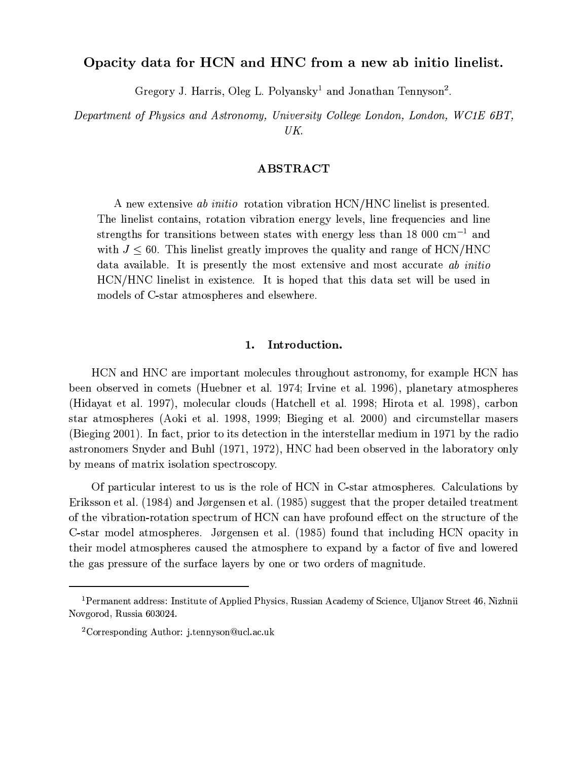# Opacity data for HCN and HNC from a new ab initio linelist.

Gregory J. Harris, Oleg L. Polyansky[1] and Jonathan Tennyson[2].

*Department of Physics and Astronomy, University College London, London, WC1E 6BT, UK.*

## ABSTRACT

A new extensive *ab initio* rotation vibration HCN/HNC linelist is presented. The linelist contains, rotation vibration energy levels, line frequencies and line strengths for transitions between states with energy less than 18 000 $cm^{-1}$ and with $J \leq 60$. This linelist greatly improves the quality and range of HCN/HNC data available. It is presently the most extensive and most accurate *ab initio* HCN/HNC linelist in existence. It is hoped that this data set will be used in models of C-star atmospheres and elsewhere.

## 1. Introduction.

HCN and HNC are important molecules throughout astronomy, for example HCN has been observed in comets (Huebner et al. 1974; Irvine et al. 1996), planetary atmospheres (Hidayat et al. 1997), molecular clouds (Hatchell et al. 1998; Hirota et al. 1998), carbon star atmospheres (Aoki et al. 1998, 1999; Bieging et al. 2000) and circumstellar masers (Bieging 2001). In fact, prior to its detection in the interstellar medium in 1971 by the radio astronomers Snyder and Buhl (1971, 1972), HNC had been observed in the laboratory only by means of matrix isolation spectroscopy.

Of particular interest to us is the role of HCN in C-star atmospheres. Calculations by Eriksson et al. (1984) and Jørgensen et al. (1985) suggest that the proper detailed treatment of the vibration-rotation spectrum of HCN can have profound effect on the structure of the C-star model atmospheres. Jørgensen et al. (1985) found that including HCN opacity in their model atmospheres caused the atmosphere to expand by a factor of five and lowered the gas pressure of the surface layers by one or two orders of magnitude.

---

[1]Permanent address: Institute of Applied Physics, Russian Academy of Science, Uljanov Street 46, Nizhnii Novgorod, Russia 603024.

[2]Corresponding Author: j.tennyson@ucl.ac.uk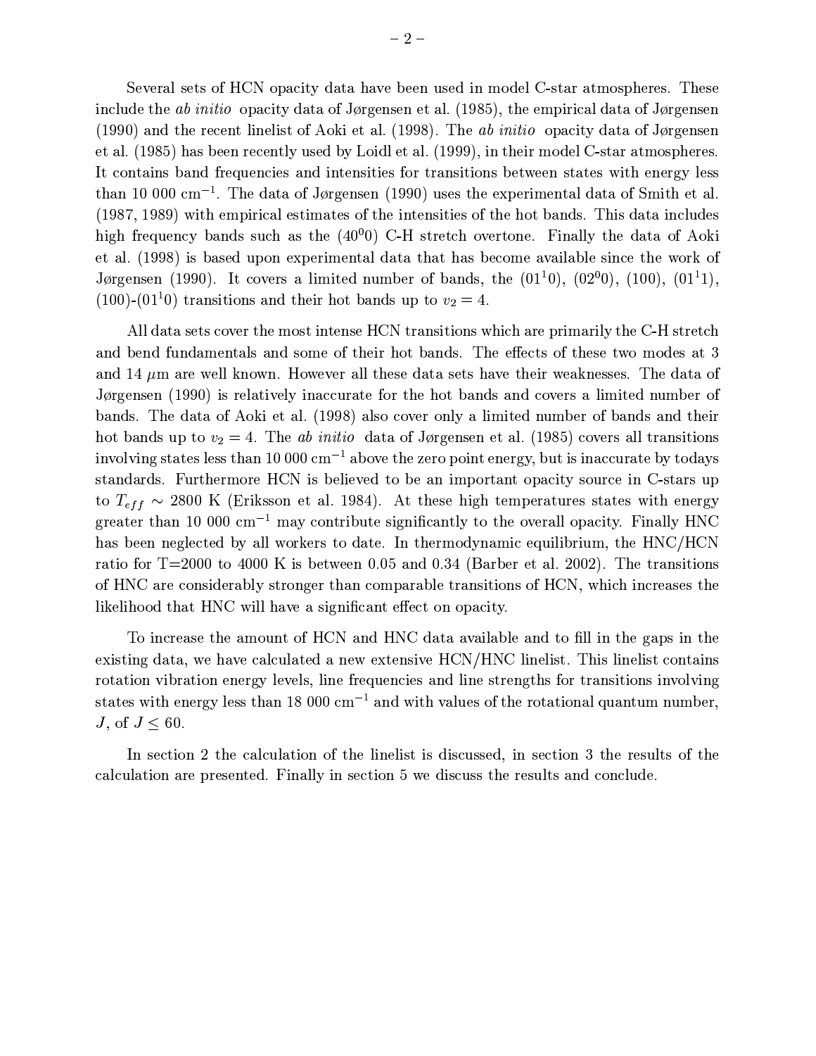Several sets of HCN opacity data have been used in model C-star atmospheres. These include the *ab initio* opacity data of Jørgensen et al. (1985), the empirical data of Jørgensen (1990) and the recent linelist of Aoki et al. (1998). The *ab initio* opacity data of Jørgensen et al. (1985) has been recently used by Loidl et al. (1999), in their model C-star atmospheres. It contains band frequencies and intensities for transitions between states with energy less than 10 000 cm$^{-1}$. The data of Jørgensen (1990) uses the experimental data of Smith et al. (1987, 1989) with empirical estimates of the intensities of the hot bands. This data includes high frequency bands such as the (40$^0$0) C-H stretch overtone. Finally the data of Aoki et al. (1998) is based upon experimental data that has become available since the work of Jørgensen (1990). It covers a limited number of bands, the (01$^1$0), (02$^0$0), (100), (01$^1$1), (100)-(01$^1$0) transitions and their hot bands up to $v_2 = 4$.

All data sets cover the most intense HCN transitions which are primarily the C-H stretch and bend fundamentals and some of their hot bands. The effects of these two modes at 3 and 14 $\mu$m are well known. However all these data sets have their weaknesses. The data of Jørgensen (1990) is relatively inaccurate for the hot bands and covers a limited number of bands. The data of Aoki et al. (1998) also cover only a limited number of bands and their hot bands up to $v_2 = 4$. The *ab initio* data of Jørgensen et al. (1985) covers all transitions involving states less than 10 000 cm$^{-1}$ above the zero point energy, but is inaccurate by todays standards. Furthermore HCN is believed to be an important opacity source in C-stars up to $T_{eff} \sim 2800$ K (Eriksson et al. 1984). At these high temperatures states with energy greater than 10 000 cm$^{-1}$ may contribute significantly to the overall opacity. Finally HNC has been neglected by all workers to date. In thermodynamic equilibrium, the HNC/HCN ratio for T=2000 to 4000 K is between 0.05 and 0.34 (Barber et al. 2002). The transitions of HNC are considerably stronger than comparable transitions of HCN, which increases the likelihood that HNC will have a significant effect on opacity.

To increase the amount of HCN and HNC data available and to fill in the gaps in the existing data, we have calculated a new extensive HCN/HNC linelist. This linelist contains rotation vibration energy levels, line frequencies and line strengths for transitions involving states with energy less than 18 000 cm$^{-1}$ and with values of the rotational quantum number, $J$, of $J \leq 60$.

In section 2 the calculation of the linelist is discussed, in section 3 the results of the calculation are presented. Finally in section 5 we discuss the results and conclude.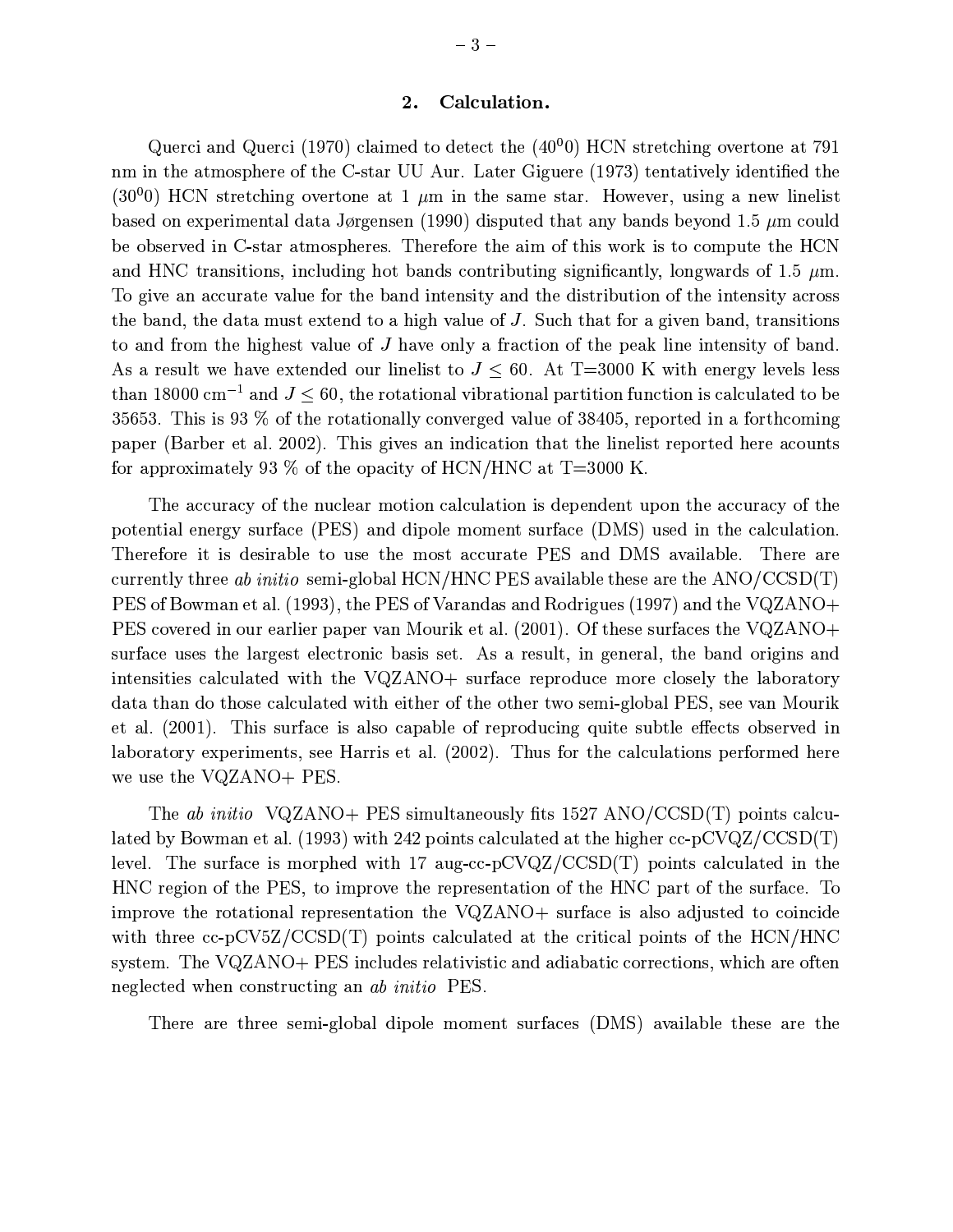## 2. Calculation.

Querci and Querci (1970) claimed to detect the ($40^00$) HCN stretching overtone at 791 nm in the atmosphere of the C-star UU Aur. Later Giguere (1973) tentatively identified the ($30^00$) HCN stretching overtone at 1 $\mu$m in the same star. However, using a new linelist based on experimental data Jørgensen (1990) disputed that any bands beyond 1.5 $\mu$m could be observed in C-star atmospheres. Therefore the aim of this work is to compute the HCN and HNC transitions, including hot bands contributing significantly, longwards of 1.5 $\mu$m. To give an accurate value for the band intensity and the distribution of the intensity across the band, the data must extend to a high value of $J$. Such that for a given band, transitions to and from the highest value of $J$ have only a fraction of the peak line intensity of band. As a result we have extended our linelist to $J \leq 60$. At T=3000 K with energy levels less than 18000 cm$^{-1}$ and $J \leq 60$, the rotational vibrational partition function is calculated to be 35653. This is 93 % of the rotationally converged value of 38405, reported in a forthcoming paper (Barber et al. 2002). This gives an indication that the linelist reported here acounts for approximately 93 % of the opacity of HCN/HNC at T=3000 K.

The accuracy of the nuclear motion calculation is dependent upon the accuracy of the potential energy surface (PES) and dipole moment surface (DMS) used in the calculation. Therefore it is desirable to use the most accurate PES and DMS available. There are currently three *ab initio* semi-global HCN/HNC PES available these are the ANO/CCSD(T) PES of Bowman et al. (1993), the PES of Varandas and Rodrigues (1997) and the VQZANO+ PES covered in our earlier paper van Mourik et al. (2001). Of these surfaces the VQZANO+ surface uses the largest electronic basis set. As a result, in general, the band origins and intensities calculated with the VQZANO+ surface reproduce more closely the laboratory data than do those calculated with either of the other two semi-global PES, see van Mourik et al. (2001). This surface is also capable of reproducing quite subtle effects observed in laboratory experiments, see Harris et al. (2002). Thus for the calculations performed here we use the VQZANO+ PES.

The *ab initio* VQZANO+ PES simultaneously fits 1527 ANO/CCSD(T) points calculated by Bowman et al. (1993) with 242 points calculated at the higher cc-pCVQZ/CCSD(T) level. The surface is morphed with 17 aug-cc-pCVQZ/CCSD(T) points calculated in the HNC region of the PES, to improve the representation of the HNC part of the surface. To improve the rotational representation the VQZANO+ surface is also adjusted to coincide with three cc-pCV5Z/CCSD(T) points calculated at the critical points of the HCN/HNC system. The VQZANO+ PES includes relativistic and adiabatic corrections, which are often neglected when constructing an *ab initio* PES.

There are three semi-global dipole moment surfaces (DMS) available these are the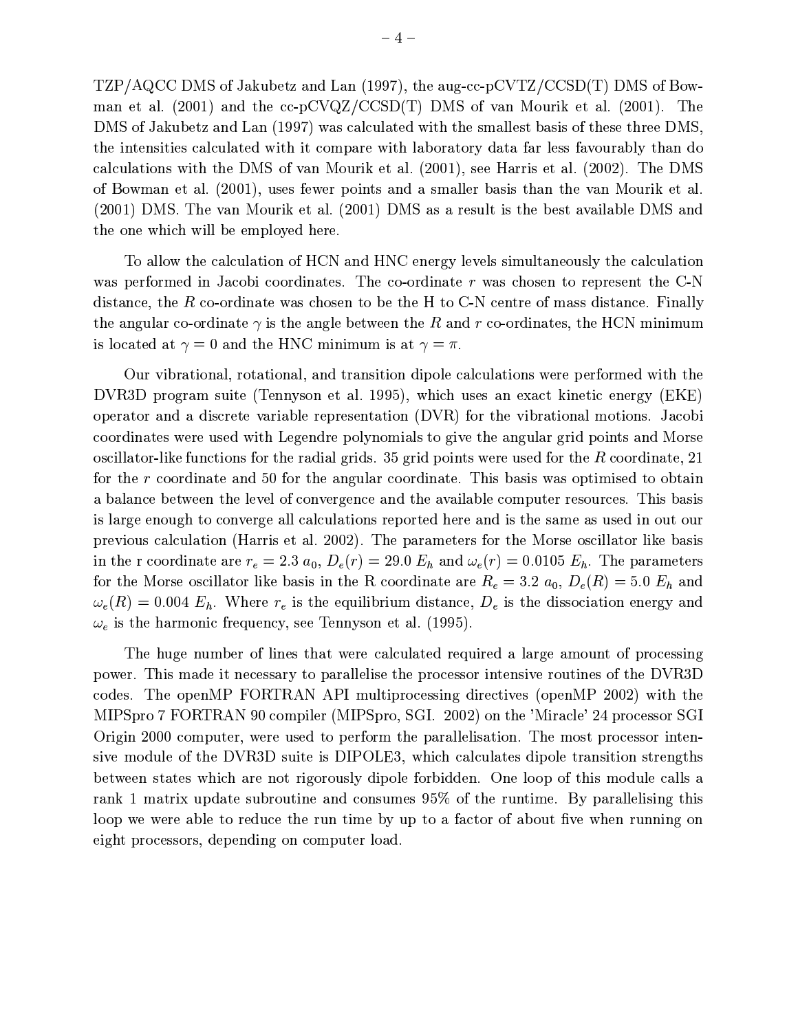TZP/AQCC DMS of Jakubetz and Lan (1997), the aug-cc-pCVTZ/CCSD(T) DMS of Bowman et al. (2001) and the cc-pCVQZ/CCSD(T) DMS of van Mourik et al. (2001). The DMS of Jakubetz and Lan (1997) was calculated with the smallest basis of these three DMS, the intensities calculated with it compare with laboratory data far less favourably than do calculations with the DMS of van Mourik et al. (2001), see Harris et al. (2002). The DMS of Bowman et al. (2001), uses fewer points and a smaller basis than the van Mourik et al. (2001) DMS. The van Mourik et al. (2001) DMS as a result is the best available DMS and the one which will be employed here.

To allow the calculation of HCN and HNC energy levels simultaneously the calculation was performed in Jacobi coordinates. The co-ordinate $r$ was chosen to represent the C-N distance, the $R$ co-ordinate was chosen to be the H to C-N centre of mass distance. Finally the angular co-ordinate $\gamma$ is the angle between the $R$ and $r$ co-ordinates, the HCN minimum is located at $\gamma = 0$ and the HNC minimum is at $\gamma = \pi$.

Our vibrational, rotational, and transition dipole calculations were performed with the DVR3D program suite (Tennyson et al. 1995), which uses an exact kinetic energy (EKE) operator and a discrete variable representation (DVR) for the vibrational motions. Jacobi coordinates were used with Legendre polynomials to give the angular grid points and Morse oscillator-like functions for the radial grids. 35 grid points were used for the $R$ coordinate, 21 for the $r$ coordinate and 50 for the angular coordinate. This basis was optimised to obtain a balance between the level of convergence and the available computer resources. This basis is large enough to converge all calculations reported here and is the same as used in out our previous calculation (Harris et al. 2002). The parameters for the Morse oscillator like basis in the r coordinate are $r_e = 2.3\ a_0$, $D_e(r) = 29.0\ E_h$ and $\omega_e(r) = 0.0105\ E_h$. The parameters for the Morse oscillator like basis in the R coordinate are $R_e = 3.2\ a_0$, $D_e(R) = 5.0\ E_h$ and $\omega_e(R) = 0.004\ E_h$. Where $r_e$ is the equilibrium distance, $D_e$ is the dissociation energy and $\omega_e$ is the harmonic frequency, see Tennyson et al. (1995).

The huge number of lines that were calculated required a large amount of processing power. This made it necessary to parallelise the processor intensive routines of the DVR3D codes. The openMP FORTRAN API multiprocessing directives (openMP 2002) with the MIPSpro 7 FORTRAN 90 compiler (MIPSpro, SGI. 2002) on the 'Miracle' 24 processor SGI Origin 2000 computer, were used to perform the parallelisation. The most processor intensive module of the DVR3D suite is DIPOLE3, which calculates dipole transition strengths between states which are not rigorously dipole forbidden. One loop of this module calls a rank 1 matrix update subroutine and consumes 95% of the runtime. By parallelising this loop we were able to reduce the run time by up to a factor of about five when running on eight processors, depending on computer load.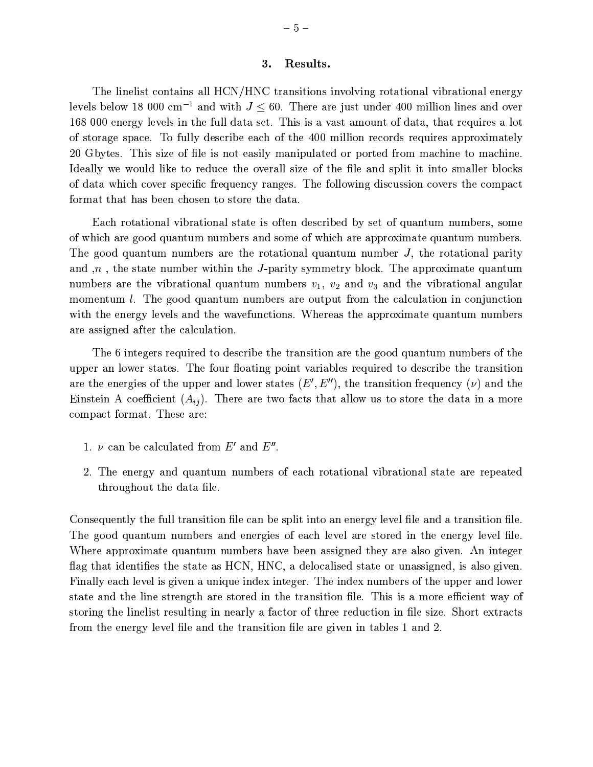## 3. Results.

The linelist contains all HCN/HNC transitions involving rotational vibrational energy levels below 18 000 cm$^{-1}$ and with $J \leq 60$. There are just under 400 million lines and over 168 000 energy levels in the full data set. This is a vast amount of data, that requires a lot of storage space. To fully describe each of the 400 million records requires approximately 20 Gbytes. This size of file is not easily manipulated or ported from machine to machine. Ideally we would like to reduce the overall size of the file and split it into smaller blocks of data which cover specific frequency ranges. The following discussion covers the compact format that has been chosen to store the data.

Each rotational vibrational state is often described by set of quantum numbers, some of which are good quantum numbers and some of which are approximate quantum numbers. The good quantum numbers are the rotational quantum number $J$, the rotational parity and ,$n$ , the state number within the $J$-parity symmetry block. The approximate quantum numbers are the vibrational quantum numbers $v_1$, $v_2$ and $v_3$ and the vibrational angular momentum $l$. The good quantum numbers are output from the calculation in conjunction with the energy levels and the wavefunctions. Whereas the approximate quantum numbers are assigned after the calculation.

The 6 integers required to describe the transition are the good quantum numbers of the upper an lower states. The four floating point variables required to describe the transition are the energies of the upper and lower states ($E', E''$), the transition frequency ($\nu$) and the Einstein A coefficient ($A_{ij}$). There are two facts that allow us to store the data in a more compact format. These are:

1. $\nu$ can be calculated from $E'$ and $E''$.
2. The energy and quantum numbers of each rotational vibrational state are repeated throughout the data file.

Consequently the full transition file can be split into an energy level file and a transition file. The good quantum numbers and energies of each level are stored in the energy level file. Where approximate quantum numbers have been assigned they are also given. An integer flag that identifies the state as HCN, HNC, a delocalised state or unassigned, is also given. Finally each level is given a unique index integer. The index numbers of the upper and lower state and the line strength are stored in the transition file. This is a more efficient way of storing the linelist resulting in nearly a factor of three reduction in file size. Short extracts from the energy level file and the transition file are given in tables 1 and 2.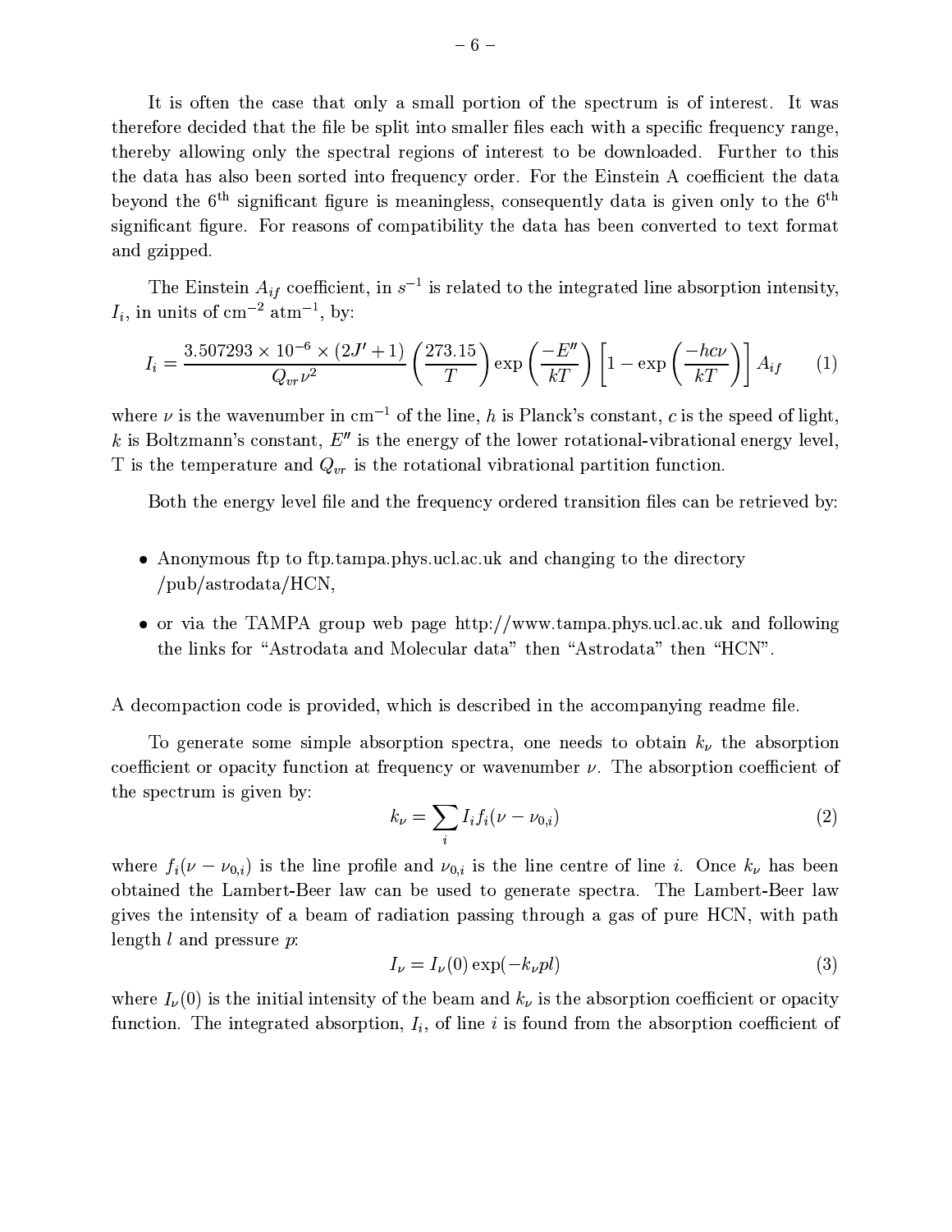It is often the case that only a small portion of the spectrum is of interest. It was therefore decided that the file be split into smaller files each with a specific frequency range, thereby allowing only the spectral regions of interest to be downloaded. Further to this the data has also been sorted into frequency order. For the Einstein A coefficient the data beyond the $6^{\text{th}}$ significant figure is meaningless, consequently data is given only to the $6^{\text{th}}$ significant figure. For reasons of compatibility the data has been converted to text format and gzipped.

The Einstein $A_{if}$ coefficient, in $s^{-1}$ is related to the integrated line absorption intensity, $I_i$, in units of cm$^{-2}$ atm$^{-1}$, by:

$$I_i = \frac{3.507293 \times 10^{-6} \times (2J' + 1)}{Q_{vr}\nu^2} \left(\frac{273.15}{T}\right) \exp\left(\frac{-E''}{kT}\right) \left[1 - \exp\left(\frac{-hc\nu}{kT}\right)\right] A_{if} \tag{1}$$

where $\nu$ is the wavenumber in cm$^{-1}$ of the line, $h$ is Planck's constant, $c$ is the speed of light, $k$ is Boltzmann's constant, $E''$ is the energy of the lower rotational-vibrational energy level, T is the temperature and $Q_{vr}$ is the rotational vibrational partition function.

Both the energy level file and the frequency ordered transition files can be retrieved by:

- Anonymous ftp to ftp.tampa.phys.ucl.ac.uk and changing to the directory /pub/astrodata/HCN,
- or via the TAMPA group web page http://www.tampa.phys.ucl.ac.uk and following the links for "Astrodata and Molecular data" then "Astrodata" then "HCN".

A decompaction code is provided, which is described in the accompanying readme file.

To generate some simple absorption spectra, one needs to obtain $k_\nu$ the absorption coefficient or opacity function at frequency or wavenumber $\nu$. The absorption coefficient of the spectrum is given by:

$$k_\nu = \sum_i I_i f_i(\nu - \nu_{0,i}) \tag{2}$$

where $f_i(\nu - \nu_{0,i})$ is the line profile and $\nu_{0,i}$ is the line centre of line $i$. Once $k_\nu$ has been obtained the Lambert-Beer law can be used to generate spectra. The Lambert-Beer law gives the intensity of a beam of radiation passing through a gas of pure HCN, with path length $l$ and pressure $p$:

$$I_\nu = I_\nu(0)\exp(-k_\nu p l) \tag{3}$$

where $I_\nu(0)$ is the initial intensity of the beam and $k_\nu$ is the absorption coefficient or opacity function. The integrated absorption, $I_i$, of line $i$ is found from the absorption coefficient of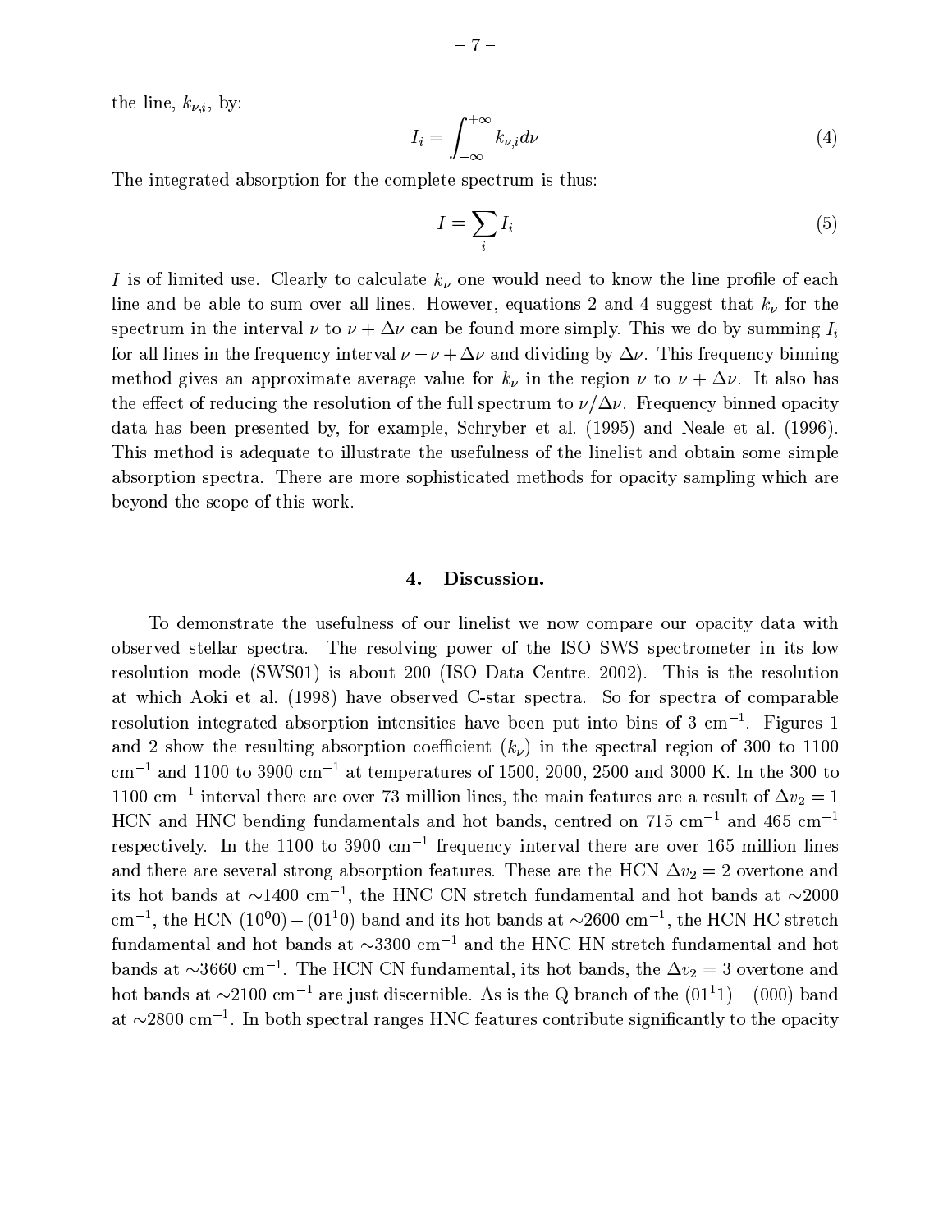the line, $k_{\nu,i}$, by:

$$I_i = \int_{-\infty}^{+\infty} k_{\nu,i} d\nu \tag{4}$$

The integrated absorption for the complete spectrum is thus:

$$I = \sum_i I_i \tag{5}$$

$I$ is of limited use. Clearly to calculate $k_\nu$ one would need to know the line profile of each line and be able to sum over all lines. However, equations 2 and 4 suggest that $k_\nu$ for the spectrum in the interval $\nu$ to $\nu + \Delta\nu$ can be found more simply. This we do by summing $I_i$ for all lines in the frequency interval $\nu - \nu + \Delta\nu$ and dividing by $\Delta\nu$. This frequency binning method gives an approximate average value for $k_\nu$ in the region $\nu$ to $\nu + \Delta\nu$. It also has the effect of reducing the resolution of the full spectrum to $\nu/\Delta\nu$. Frequency binned opacity data has been presented by, for example, Schryber et al. (1995) and Neale et al. (1996). This method is adequate to illustrate the usefulness of the linelist and obtain some simple absorption spectra. There are more sophisticated methods for opacity sampling which are beyond the scope of this work.

## 4. Discussion.

To demonstrate the usefulness of our linelist we now compare our opacity data with observed stellar spectra. The resolving power of the ISO SWS spectrometer in its low resolution mode (SWS01) is about 200 (ISO Data Centre. 2002). This is the resolution at which Aoki et al. (1998) have observed C-star spectra. So for spectra of comparable resolution integrated absorption intensities have been put into bins of 3 cm$^{-1}$. Figures 1 and 2 show the resulting absorption coefficient ($k_\nu$) in the spectral region of 300 to 1100 cm$^{-1}$ and 1100 to 3900 cm$^{-1}$ at temperatures of 1500, 2000, 2500 and 3000 K. In the 300 to 1100 cm$^{-1}$ interval there are over 73 million lines, the main features are a result of $\Delta v_2 = 1$ HCN and HNC bending fundamentals and hot bands, centred on 715 cm$^{-1}$ and 465 cm$^{-1}$ respectively. In the 1100 to 3900 cm$^{-1}$ frequency interval there are over 165 million lines and there are several strong absorption features. These are the HCN $\Delta v_2 = 2$ overtone and its hot bands at $\sim$1400 cm$^{-1}$, the HNC CN stretch fundamental and hot bands at $\sim$2000 cm$^{-1}$, the HCN $(10^00) - (01^10)$ band and its hot bands at $\sim$2600 cm$^{-1}$, the HCN HC stretch fundamental and hot bands at $\sim$3300 cm$^{-1}$ and the HNC HN stretch fundamental and hot bands at $\sim$3660 cm$^{-1}$. The HCN CN fundamental, its hot bands, the $\Delta v_2 = 3$ overtone and hot bands at $\sim$2100 cm$^{-1}$ are just discernible. As is the Q branch of the $(01^11) - (000)$ band at $\sim$2800 cm$^{-1}$. In both spectral ranges HNC features contribute significantly to the opacity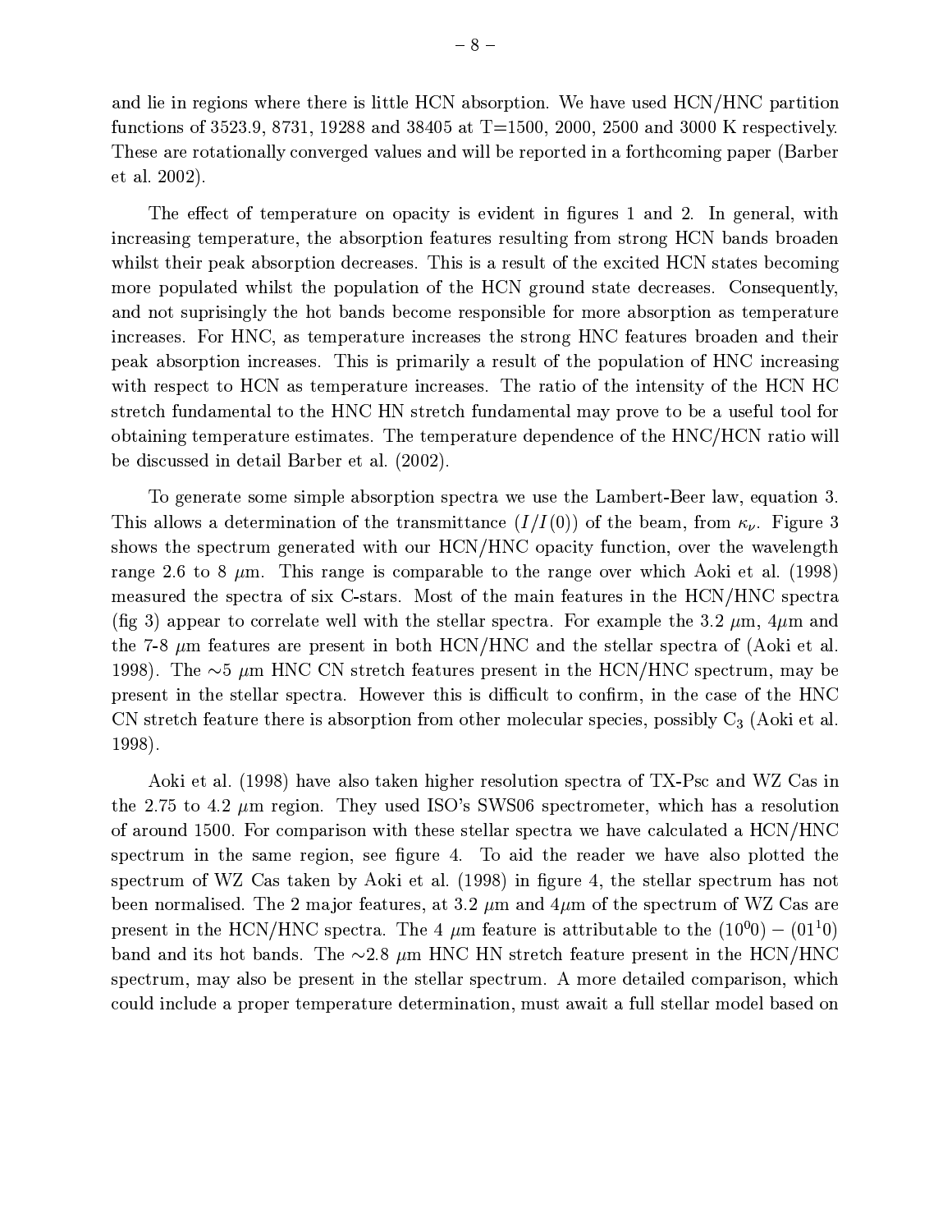and lie in regions where there is little HCN absorption. We have used HCN/HNC partition functions of 3523.9, 8731, 19288 and 38405 at T=1500, 2000, 2500 and 3000 K respectively. These are rotationally converged values and will be reported in a forthcoming paper (Barber et al. 2002).

The effect of temperature on opacity is evident in figures 1 and 2. In general, with increasing temperature, the absorption features resulting from strong HCN bands broaden whilst their peak absorption decreases. This is a result of the excited HCN states becoming more populated whilst the population of the HCN ground state decreases. Consequently, and not suprisingly the hot bands become responsible for more absorption as temperature increases. For HNC, as temperature increases the strong HNC features broaden and their peak absorption increases. This is primarily a result of the population of HNC increasing with respect to HCN as temperature increases. The ratio of the intensity of the HCN HC stretch fundamental to the HNC HN stretch fundamental may prove to be a useful tool for obtaining temperature estimates. The temperature dependence of the HNC/HCN ratio will be discussed in detail Barber et al. (2002).

To generate some simple absorption spectra we use the Lambert-Beer law, equation 3. This allows a determination of the transmittance ($I/I(0)$) of the beam, from $\kappa_\nu$. Figure 3 shows the spectrum generated with our HCN/HNC opacity function, over the wavelength range 2.6 to 8 $\mu$m. This range is comparable to the range over which Aoki et al. (1998) measured the spectra of six C-stars. Most of the main features in the HCN/HNC spectra (fig 3) appear to correlate well with the stellar spectra. For example the 3.2 $\mu$m, 4$\mu$m and the 7-8 $\mu$m features are present in both HCN/HNC and the stellar spectra of (Aoki et al. 1998). The ∼5 $\mu$m HNC CN stretch features present in the HCN/HNC spectrum, may be present in the stellar spectra. However this is difficult to confirm, in the case of the HNC CN stretch feature there is absorption from other molecular species, possibly $C_3$ (Aoki et al. 1998).

Aoki et al. (1998) have also taken higher resolution spectra of TX-Psc and WZ Cas in the 2.75 to 4.2 $\mu$m region. They used ISO's SWS06 spectrometer, which has a resolution of around 1500. For comparison with these stellar spectra we have calculated a HCN/HNC spectrum in the same region, see figure 4. To aid the reader we have also plotted the spectrum of WZ Cas taken by Aoki et al. (1998) in figure 4, the stellar spectrum has not been normalised. The 2 major features, at 3.2 $\mu$m and 4$\mu$m of the spectrum of WZ Cas are present in the HCN/HNC spectra. The 4 $\mu$m feature is attributable to the $(10^00) - (01^10)$ band and its hot bands. The ∼2.8 $\mu$m HNC HN stretch feature present in the HCN/HNC spectrum, may also be present in the stellar spectrum. A more detailed comparison, which could include a proper temperature determination, must await a full stellar model based on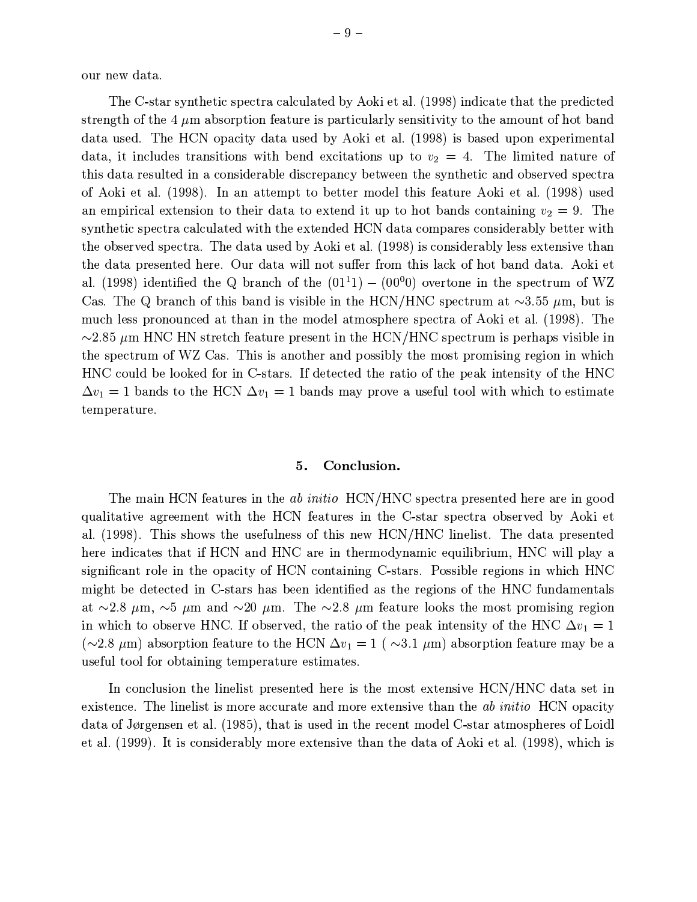our new data.

The C-star synthetic spectra calculated by Aoki et al. (1998) indicate that the predicted strength of the 4 $\mu$m absorption feature is particularly sensitivity to the amount of hot band data used. The HCN opacity data used by Aoki et al. (1998) is based upon experimental data, it includes transitions with bend excitations up to $v_2 = 4$. The limited nature of this data resulted in a considerable discrepancy between the synthetic and observed spectra of Aoki et al. (1998). In an attempt to better model this feature Aoki et al. (1998) used an empirical extension to their data to extend it up to hot bands containing $v_2 = 9$. The synthetic spectra calculated with the extended HCN data compares considerably better with the observed spectra. The data used by Aoki et al. (1998) is considerably less extensive than the data presented here. Our data will not suffer from this lack of hot band data. Aoki et al. (1998) identified the Q branch of the $(01^11) - (00^00)$ overtone in the spectrum of WZ Cas. The Q branch of this band is visible in the HCN/HNC spectrum at $\sim$3.55 $\mu$m, but is much less pronounced at than in the model atmosphere spectra of Aoki et al. (1998). The $\sim$2.85 $\mu$m HNC HN stretch feature present in the HCN/HNC spectrum is perhaps visible in the spectrum of WZ Cas. This is another and possibly the most promising region in which HNC could be looked for in C-stars. If detected the ratio of the peak intensity of the HNC $\Delta v_1 = 1$ bands to the HCN $\Delta v_1 = 1$ bands may prove a useful tool with which to estimate temperature.

## 5. Conclusion.

The main HCN features in the *ab initio* HCN/HNC spectra presented here are in good qualitative agreement with the HCN features in the C-star spectra observed by Aoki et al. (1998). This shows the usefulness of this new HCN/HNC linelist. The data presented here indicates that if HCN and HNC are in thermodynamic equilibrium, HNC will play a significant role in the opacity of HCN containing C-stars. Possible regions in which HNC might be detected in C-stars has been identified as the regions of the HNC fundamentals at $\sim$2.8 $\mu$m, $\sim$5 $\mu$m and $\sim$20 $\mu$m. The $\sim$2.8 $\mu$m feature looks the most promising region in which to observe HNC. If observed, the ratio of the peak intensity of the HNC $\Delta v_1 = 1$ ($\sim$2.8 $\mu$m) absorption feature to the HCN $\Delta v_1 = 1$ ( $\sim$3.1 $\mu$m) absorption feature may be a useful tool for obtaining temperature estimates.

In conclusion the linelist presented here is the most extensive HCN/HNC data set in existence. The linelist is more accurate and more extensive than the *ab initio* HCN opacity data of Jørgensen et al. (1985), that is used in the recent model C-star atmospheres of Loidl et al. (1999). It is considerably more extensive than the data of Aoki et al. (1998), which is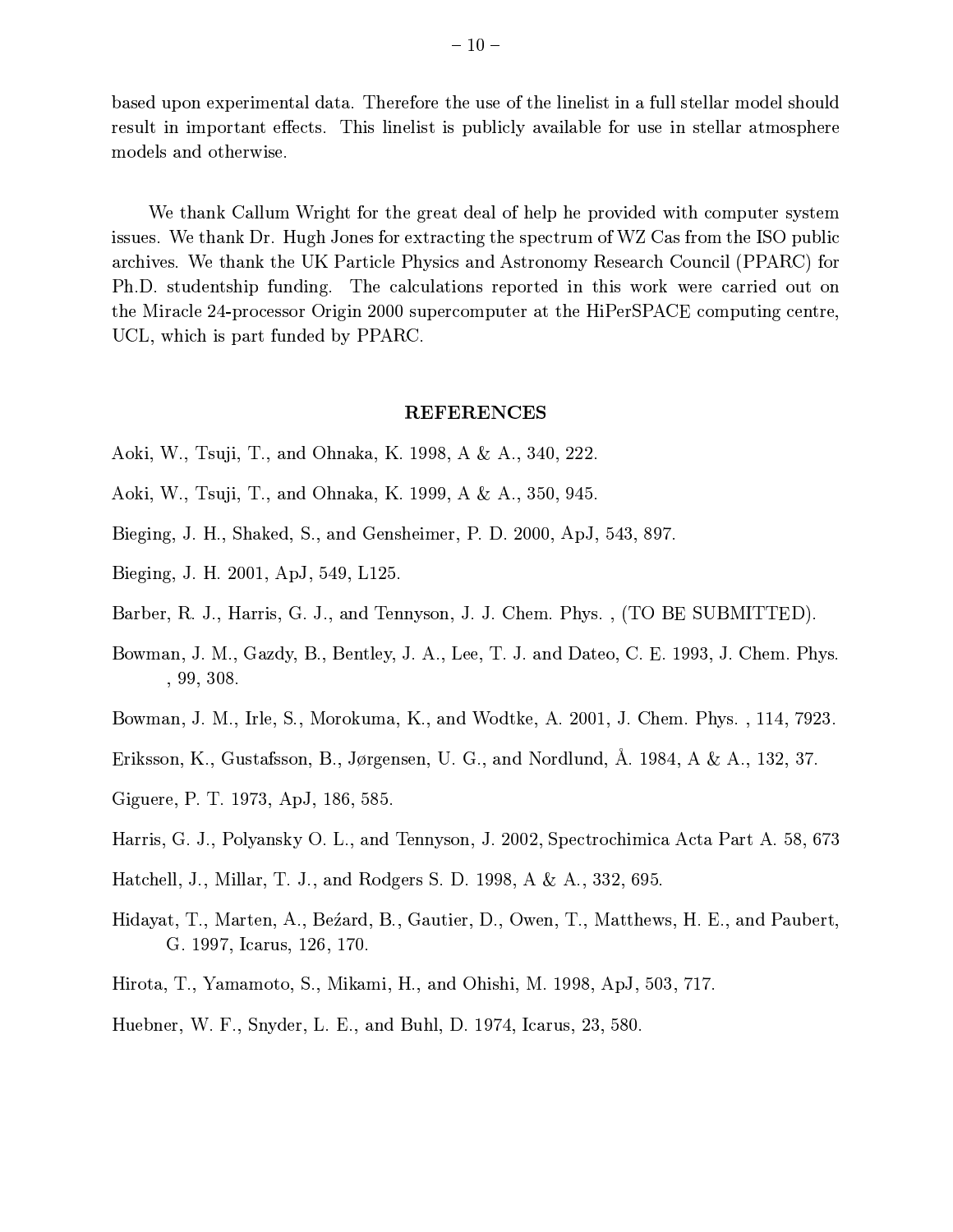based upon experimental data. Therefore the use of the linelist in a full stellar model should result in important effects. This linelist is publicly available for use in stellar atmosphere models and otherwise.

We thank Callum Wright for the great deal of help he provided with computer system issues. We thank Dr. Hugh Jones for extracting the spectrum of WZ Cas from the ISO public archives. We thank the UK Particle Physics and Astronomy Research Council (PPARC) for Ph.D. studentship funding. The calculations reported in this work were carried out on the Miracle 24-processor Origin 2000 supercomputer at the HiPerSPACE computing centre, UCL, which is part funded by PPARC.

## REFERENCES

Aoki, W., Tsuji, T., and Ohnaka, K. 1998, A & A., 340, 222.

Aoki, W., Tsuji, T., and Ohnaka, K. 1999, A & A., 350, 945.

Bieging, J. H., Shaked, S., and Gensheimer, P. D. 2000, ApJ, 543, 897.

Bieging, J. H. 2001, ApJ, 549, L125.

Barber, R. J., Harris, G. J., and Tennyson, J. J. Chem. Phys. , (TO BE SUBMITTED).

Bowman, J. M., Gazdy, B., Bentley, J. A., Lee, T. J. and Dateo, C. E. 1993, J. Chem. Phys. , 99, 308.

Bowman, J. M., Irle, S., Morokuma, K., and Wodtke, A. 2001, J. Chem. Phys. , 114, 7923.

Eriksson, K., Gustafsson, B., Jørgensen, U. G., and Nordlund, Å. 1984, A & A., 132, 37.

Giguere, P. T. 1973, ApJ, 186, 585.

Harris, G. J., Polyansky O. L., and Tennyson, J. 2002, Spectrochimica Acta Part A. 58, 673

Hatchell, J., Millar, T. J., and Rodgers S. D. 1998, A & A., 332, 695.

Hidayat, T., Marten, A., Beźard, B., Gautier, D., Owen, T., Matthews, H. E., and Paubert, G. 1997, Icarus, 126, 170.

Hirota, T., Yamamoto, S., Mikami, H., and Ohishi, M. 1998, ApJ, 503, 717.

Huebner, W. F., Snyder, L. E., and Buhl, D. 1974, Icarus, 23, 580.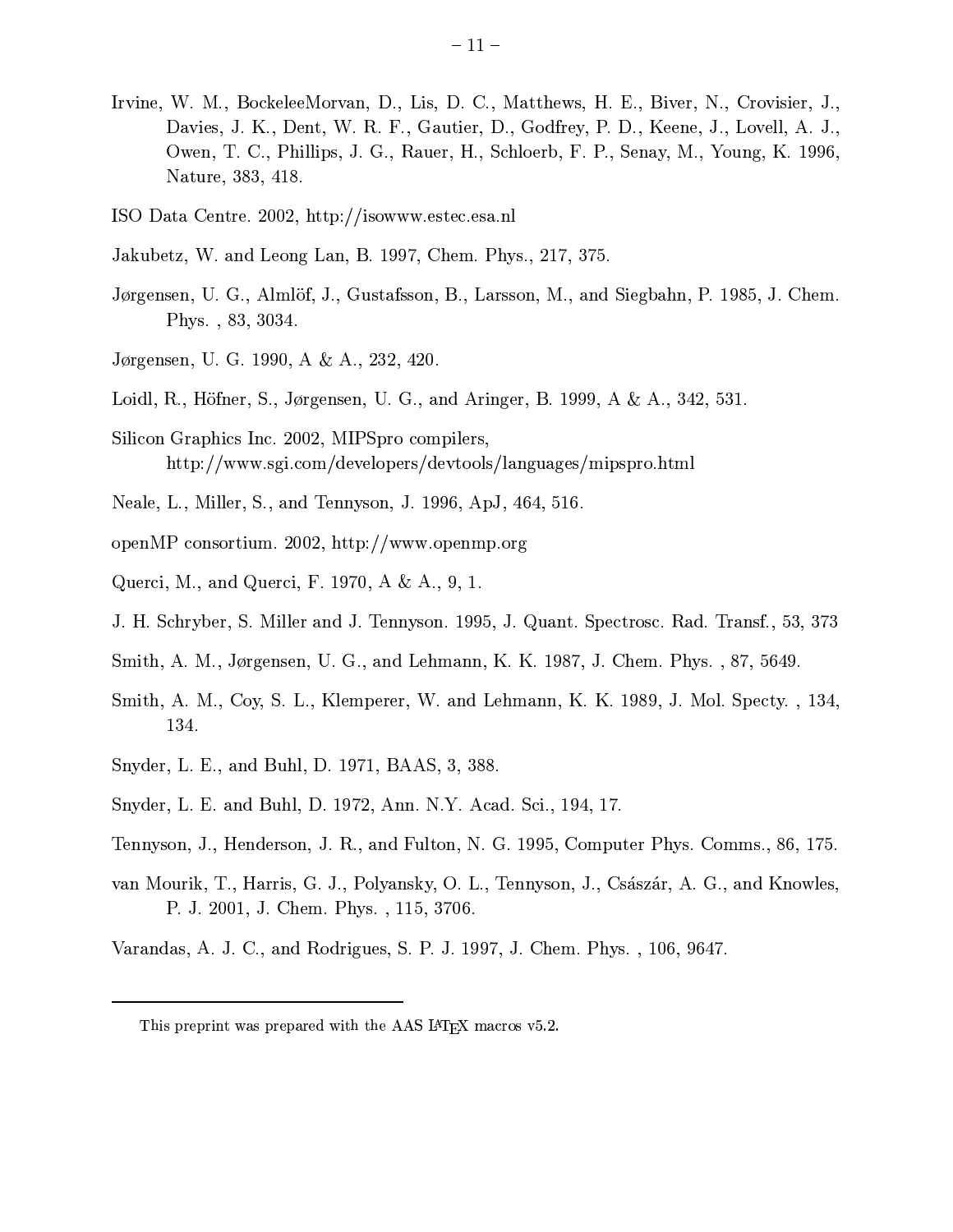Irvine, W. M., BockeleeMorvan, D., Lis, D. C., Matthews, H. E., Biver, N., Crovisier, J., Davies, J. K., Dent, W. R. F., Gautier, D., Godfrey, P. D., Keene, J., Lovell, A. J., Owen, T. C., Phillips, J. G., Rauer, H., Schloerb, F. P., Senay, M., Young, K. 1996, Nature, 383, 418.

ISO Data Centre. 2002, http://isowww.estec.esa.nl

Jakubetz, W. and Leong Lan, B. 1997, Chem. Phys., 217, 375.

Jørgensen, U. G., Almlöf, J., Gustafsson, B., Larsson, M., and Siegbahn, P. 1985, J. Chem. Phys. , 83, 3034.

Jørgensen, U. G. 1990, A & A., 232, 420.

Loidl, R., Höfner, S., Jørgensen, U. G., and Aringer, B. 1999, A & A., 342, 531.

Silicon Graphics Inc. 2002, MIPSpro compilers, http://www.sgi.com/developers/devtools/languages/mipspro.html

Neale, L., Miller, S., and Tennyson, J. 1996, ApJ, 464, 516.

openMP consortium. 2002, http://www.openmp.org

Querci, M., and Querci, F. 1970, A & A., 9, 1.

J. H. Schryber, S. Miller and J. Tennyson. 1995, J. Quant. Spectrosc. Rad. Transf., 53, 373

Smith, A. M., Jørgensen, U. G., and Lehmann, K. K. 1987, J. Chem. Phys. , 87, 5649.

Smith, A. M., Coy, S. L., Klemperer, W. and Lehmann, K. K. 1989, J. Mol. Specty. , 134, 134.

Snyder, L. E., and Buhl, D. 1971, BAAS, 3, 388.

Snyder, L. E. and Buhl, D. 1972, Ann. N.Y. Acad. Sci., 194, 17.

Tennyson, J., Henderson, J. R., and Fulton, N. G. 1995, Computer Phys. Comms., 86, 175.

van Mourik, T., Harris, G. J., Polyansky, O. L., Tennyson, J., Császár, A. G., and Knowles, P. J. 2001, J. Chem. Phys. , 115, 3706.

Varandas, A. J. C., and Rodrigues, S. P. J. 1997, J. Chem. Phys. , 106, 9647.

---

This preprint was prepared with the AAS LaTeX macros v5.2.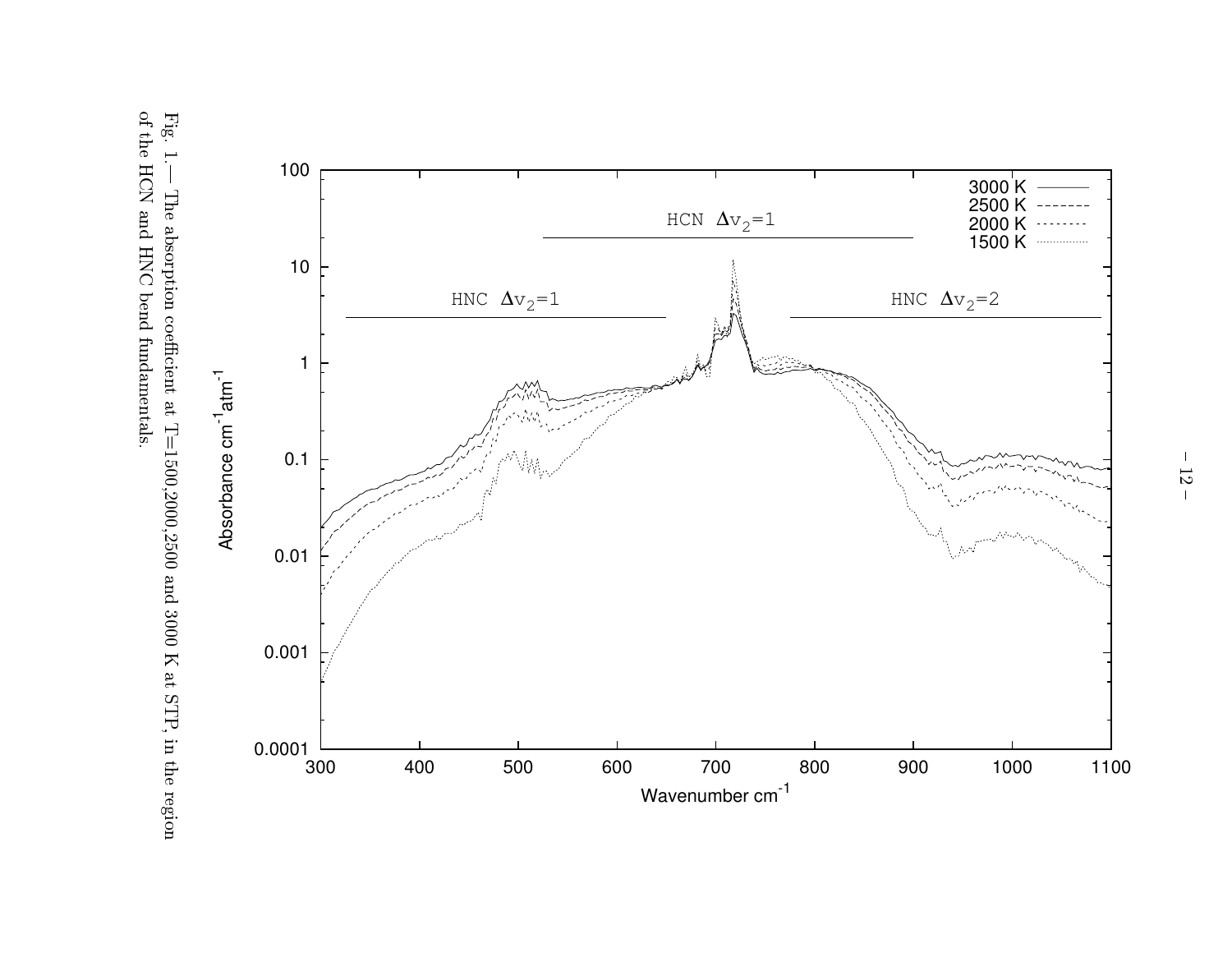Fig. 1.— The absorption coefficient at T=1500,2000,2500 and 3000 K at STP, in the region of the HCN and HNC bend fundamentals.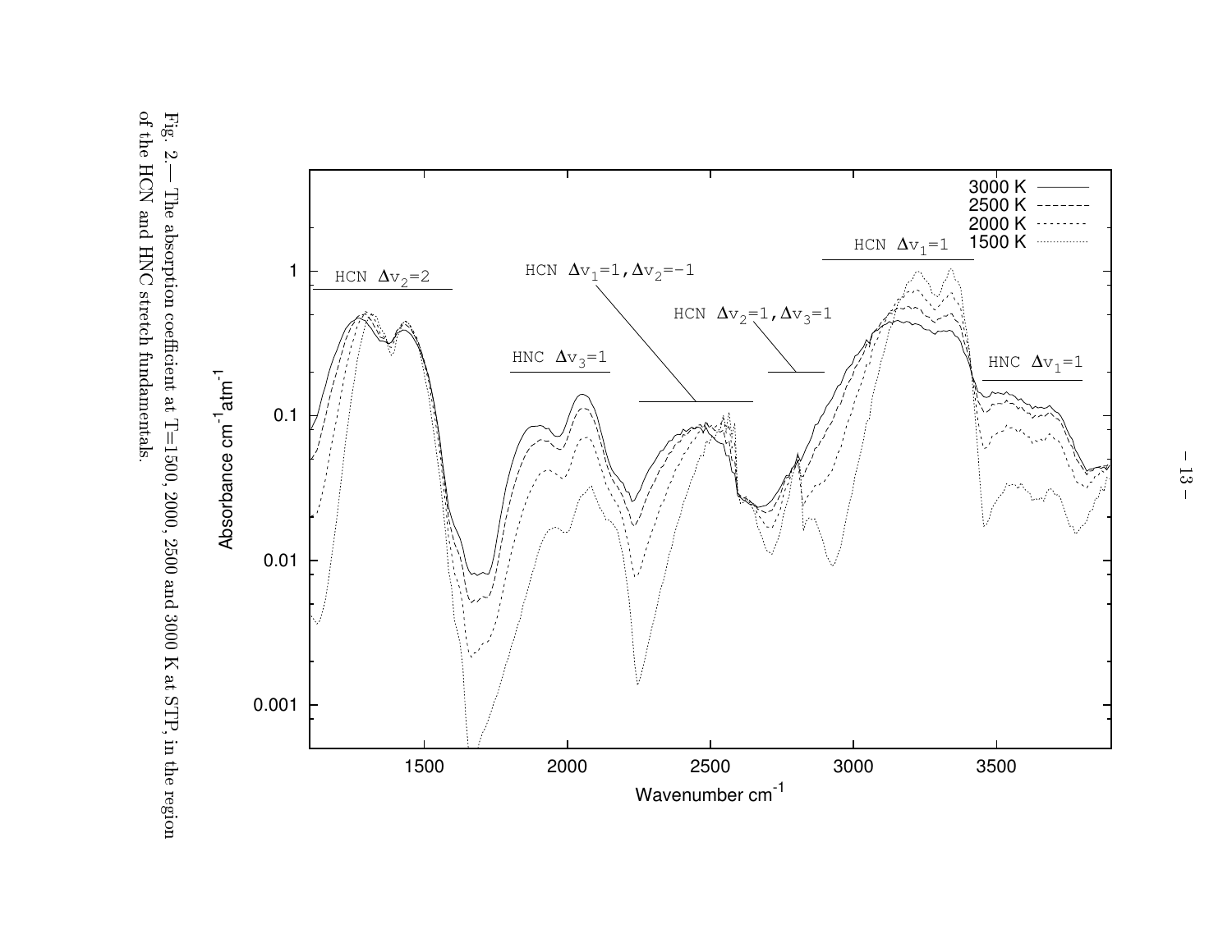Fig. 2.— The absorption coefficient at T=1500, 2000, 2500 and 3000 K at STP, in the region of the HCN and HNC stretch fundamentals.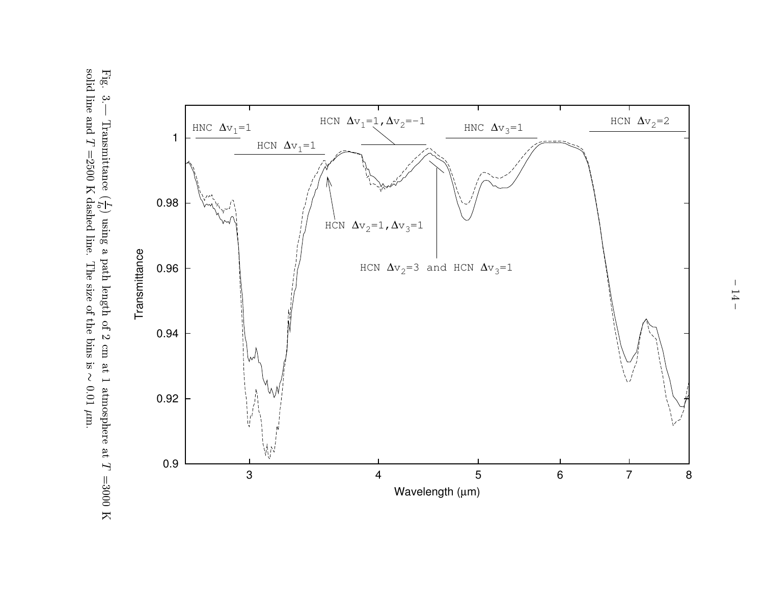Fig. 3.— Transmittance ($\frac{I}{I_0}$) using a path length of 2 cm at 1 atmosphere at $T$ =3000 K solid line and $T$ =2500 K dashed line. The size of the bins is $\sim 0.01$ $\mu$m.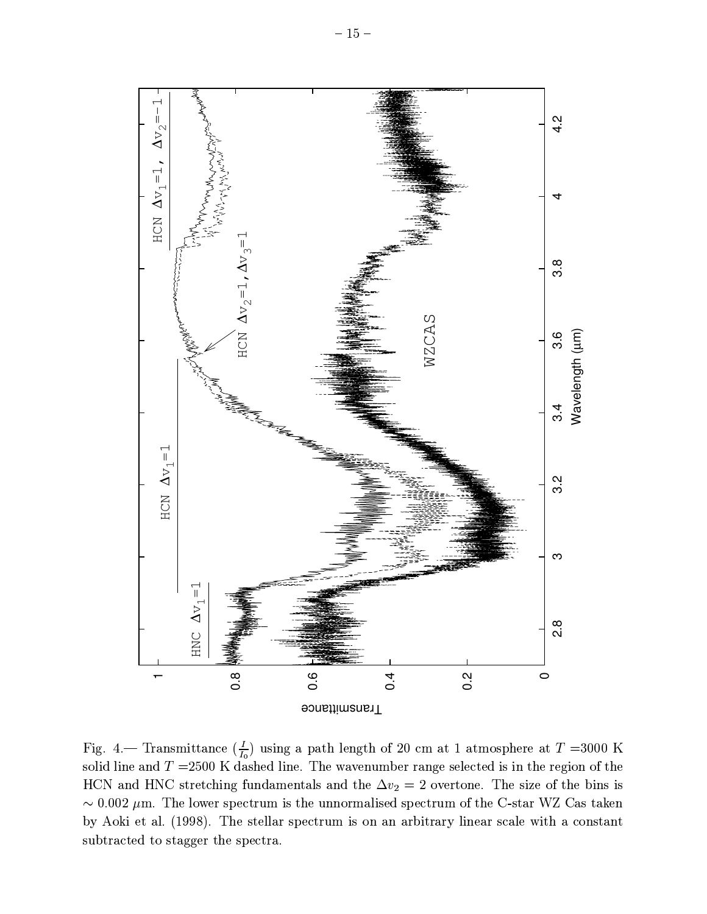Fig. 4.— Transmittance ($\frac{I}{I_0}$) using a path length of 20 cm at 1 atmosphere at $T$ =3000 K solid line and $T$ =2500 K dashed line. The wavenumber range selected is in the region of the HCN and HNC stretching fundamentals and the $\Delta v_2 = 2$ overtone. The size of the bins is $\sim 0.002$ $\mu$m. The lower spectrum is the unnormalised spectrum of the C-star WZ Cas taken by Aoki et al. (1998). The stellar spectrum is on an arbitrary linear scale with a constant subtracted to stagger the spectra.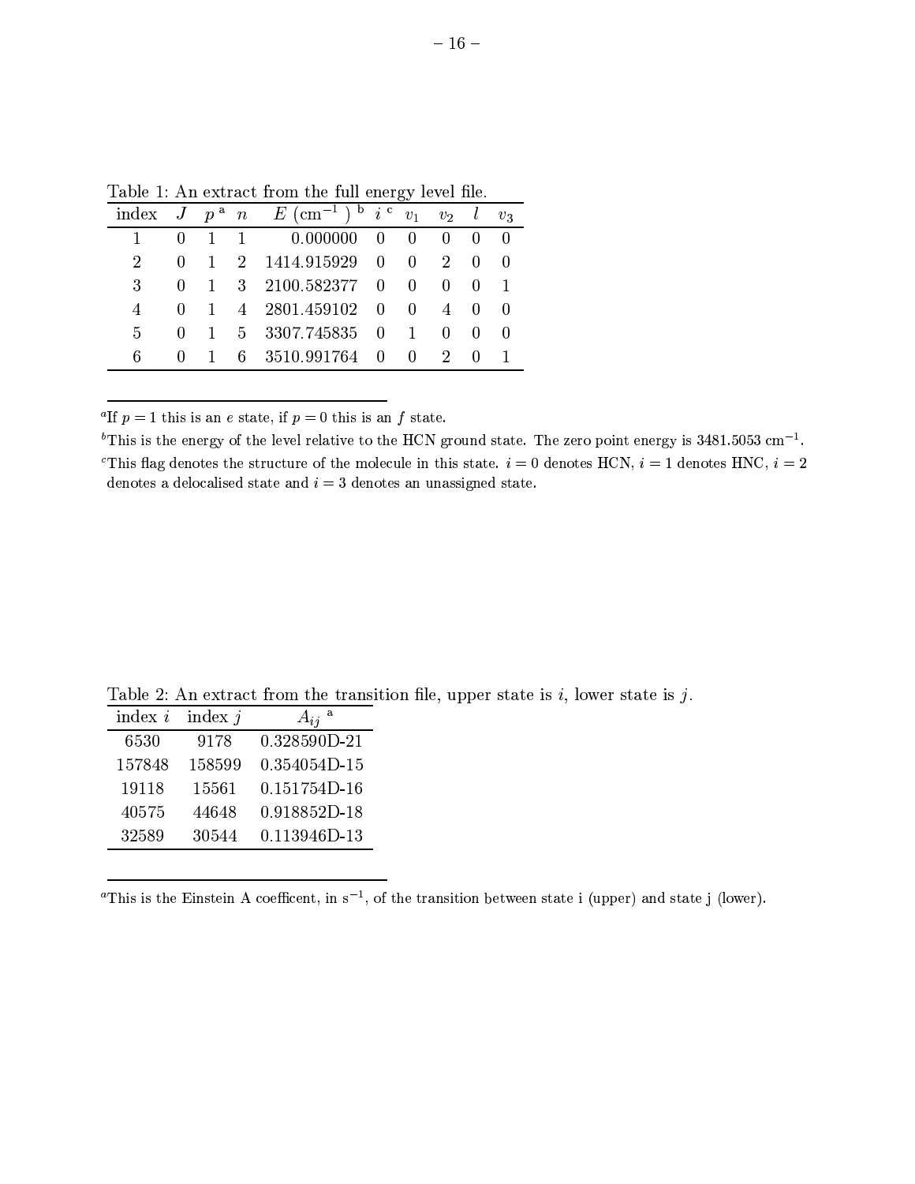Table 1: An extract from the full energy level file.

| index | $J$ | $p$ [a] | $n$ | $E$ (cm$^{-1}$) [b] | $i$ [c] | $v_1$ | $v_2$ | $l$ | $v_3$ |
|---|---|---|---|---|---|---|---|---|---|
| 1 | 0 | 1 | 1 | 0.000000 | 0 | 0 | 0 | 0 | 0 |
| 2 | 0 | 1 | 2 | 1414.915929 | 0 | 0 | 2 | 0 | 0 |
| 3 | 0 | 1 | 3 | 2100.582377 | 0 | 0 | 0 | 0 | 1 |
| 4 | 0 | 1 | 4 | 2801.459102 | 0 | 0 | 4 | 0 | 0 |
| 5 | 0 | 1 | 5 | 3307.745835 | 0 | 1 | 0 | 0 | 0 |
| 6 | 0 | 1 | 6 | 3510.991764 | 0 | 0 | 2 | 0 | 1 |

[a] If $p = 1$ this is an $e$ state, if $p = 0$ this is an $f$ state.

[b] This is the energy of the level relative to the HCN ground state. The zero point energy is 3481.5053 cm$^{-1}$.

[c] This flag denotes the structure of the molecule in this state. $i = 0$ denotes HCN, $i = 1$ denotes HNC, $i = 2$ denotes a delocalised state and $i = 3$ denotes an unassigned state.

Table 2: An extract from the transition file, upper state is $i$, lower state is $j$.

| index $i$ | index $j$ | $A_{ij}$ [a] |
|---|---|---|
| 6530 | 9178 | 0.328590D-21 |
| 157848 | 158599 | 0.354054D-15 |
| 19118 | 15561 | 0.151754D-16 |
| 40575 | 44648 | 0.918852D-18 |
| 32589 | 30544 | 0.113946D-13 |

[a] This is the Einstein A coefficent, in s$^{-1}$, of the transition between state i (upper) and state j (lower).